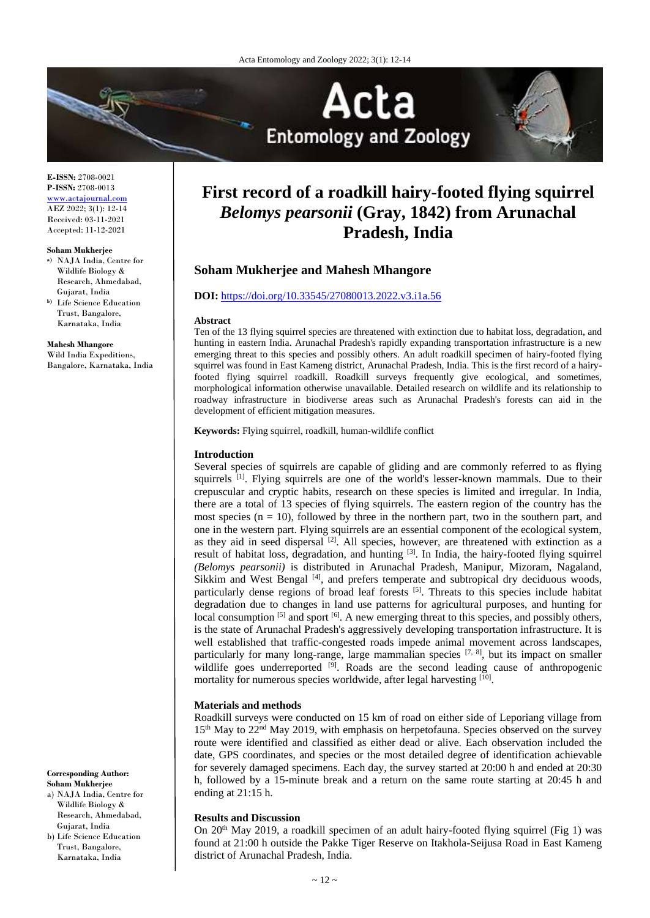**E-ISSN:** 2708-0021
**P-ISSN:** 2708-0013
www.actajournal.com
AEZ 2022; 3(1): 12-14
Received: 03-11-2021
Accepted: 11-12-2021

**Soham Mukherjee**
a) NAJA India, Centre for Wildlife Biology & Research, Ahmedabad, Gujarat, India
b) Life Science Education Trust, Bangalore, Karnataka, India

**Mahesh Mhangore**
Wild India Expeditions, Bangalore, Karnataka, India

**Corresponding Author:**
**Soham Mukherjee**
a) NAJA India, Centre for Wildlife Biology & Research, Ahmedabad, Gujarat, India
b) Life Science Education Trust, Bangalore, Karnataka, India

# First record of a roadkill hairy-footed flying squirrel *Belomys pearsonii* (Gray, 1842) from Arunachal Pradesh, India

## Soham Mukherjee and Mahesh Mhangore

**DOI:** https://doi.org/10.33545/27080013.2022.v3.i1a.56

### Abstract

Ten of the 13 flying squirrel species are threatened with extinction due to habitat loss, degradation, and hunting in eastern India. Arunachal Pradesh's rapidly expanding transportation infrastructure is a new emerging threat to this species and possibly others. An adult roadkill specimen of hairy-footed flying squirrel was found in East Kameng district, Arunachal Pradesh, India. This is the first record of a hairy-footed flying squirrel roadkill. Roadkill surveys frequently give ecological, and sometimes, morphological information otherwise unavailable. Detailed research on wildlife and its relationship to roadway infrastructure in biodiverse areas such as Arunachal Pradesh's forests can aid in the development of efficient mitigation measures.

**Keywords:** Flying squirrel, roadkill, human-wildlife conflict

### Introduction

Several species of squirrels are capable of gliding and are commonly referred to as flying squirrels [1]. Flying squirrels are one of the world's lesser-known mammals. Due to their crepuscular and cryptic habits, research on these species is limited and irregular. In India, there are a total of 13 species of flying squirrels. The eastern region of the country has the most species (n = 10), followed by three in the northern part, two in the southern part, and one in the western part. Flying squirrels are an essential component of the ecological system, as they aid in seed dispersal [2]. All species, however, are threatened with extinction as a result of habitat loss, degradation, and hunting [3]. In India, the hairy-footed flying squirrel *(Belomys pearsonii)* is distributed in Arunachal Pradesh, Manipur, Mizoram, Nagaland, Sikkim and West Bengal [4], and prefers temperate and subtropical dry deciduous woods, particularly dense regions of broad leaf forests [5]. Threats to this species include habitat degradation due to changes in land use patterns for agricultural purposes, and hunting for local consumption [5] and sport [6]. A new emerging threat to this species, and possibly others, is the state of Arunachal Pradesh's aggressively developing transportation infrastructure. It is well established that traffic-congested roads impede animal movement across landscapes, particularly for many long-range, large mammalian species [7, 8], but its impact on smaller wildlife goes underreported [9]. Roads are the second leading cause of anthropogenic mortality for numerous species worldwide, after legal harvesting [10].

### Materials and methods

Roadkill surveys were conducted on 15 km of road on either side of Leporiang village from 15th May to 22nd May 2019, with emphasis on herpetofauna. Species observed on the survey route were identified and classified as either dead or alive. Each observation included the date, GPS coordinates, and species or the most detailed degree of identification achievable for severely damaged specimens. Each day, the survey started at 20:00 h and ended at 20:30 h, followed by a 15-minute break and a return on the same route starting at 20:45 h and ending at 21:15 h.

### Results and Discussion

On 20th May 2019, a roadkill specimen of an adult hairy-footed flying squirrel (Fig 1) was found at 21:00 h outside the Pakke Tiger Reserve on Itakhola-Seijusa Road in East Kameng district of Arunachal Pradesh, India.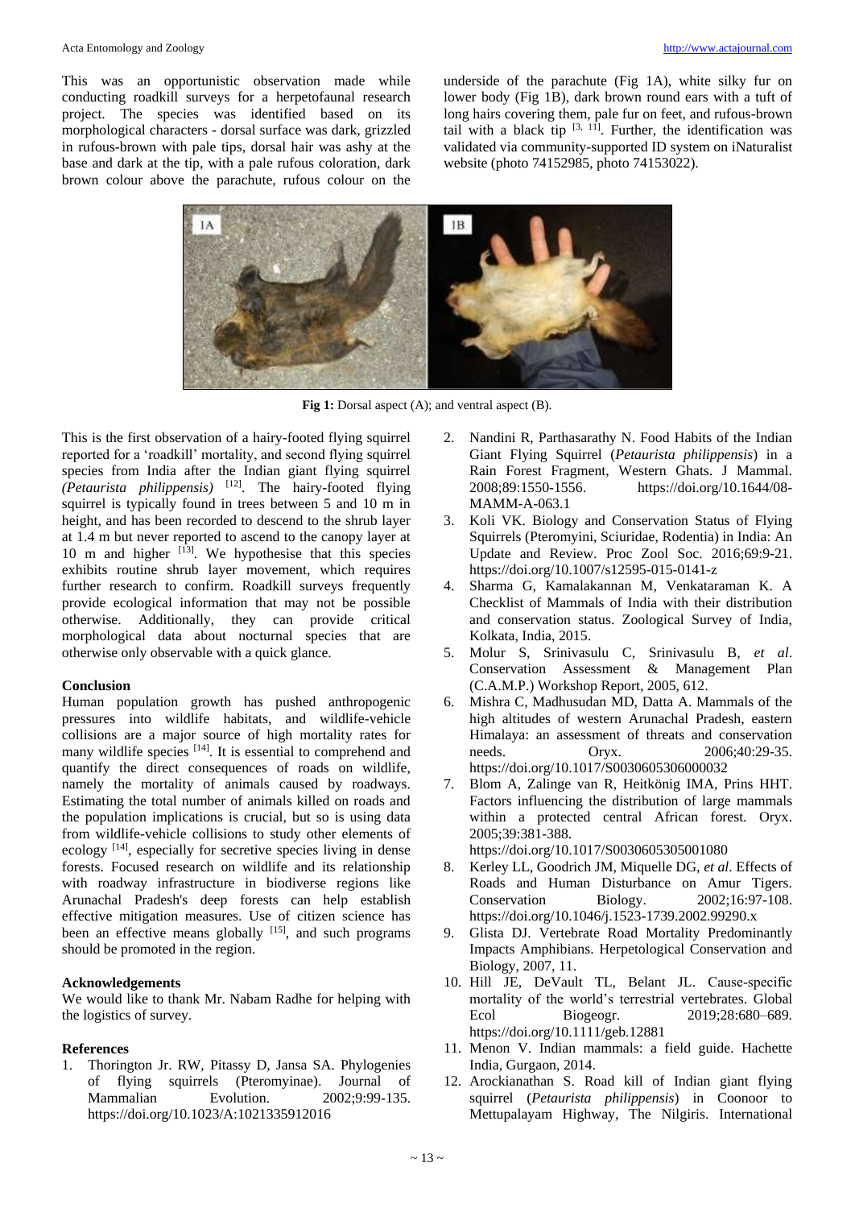This was an opportunistic observation made while conducting roadkill surveys for a herpetofaunal research project. The species was identified based on its morphological characters - dorsal surface was dark, grizzled in rufous-brown with pale tips, dorsal hair was ashy at the base and dark at the tip, with a pale rufous coloration, dark brown colour above the parachute, rufous colour on the underside of the parachute (Fig 1A), white silky fur on lower body (Fig 1B), dark brown round ears with a tuft of long hairs covering them, pale fur on feet, and rufous-brown tail with a black tip [3, 11]. Further, the identification was validated via community-supported ID system on iNaturalist website (photo 74152985, photo 74153022).

**Fig 1:** Dorsal aspect (A); and ventral aspect (B).

This is the first observation of a hairy-footed flying squirrel reported for a 'roadkill' mortality, and second flying squirrel species from India after the Indian giant flying squirrel *(Petaurista philippensis)* [12]. The hairy-footed flying squirrel is typically found in trees between 5 and 10 m in height, and has been recorded to descend to the shrub layer at 1.4 m but never reported to ascend to the canopy layer at 10 m and higher [13]. We hypothesise that this species exhibits routine shrub layer movement, which requires further research to confirm. Roadkill surveys frequently provide ecological information that may not be possible otherwise. Additionally, they can provide critical morphological data about nocturnal species that are otherwise only observable with a quick glance.

## Conclusion

Human population growth has pushed anthropogenic pressures into wildlife habitats, and wildlife-vehicle collisions are a major source of high mortality rates for many wildlife species [14]. It is essential to comprehend and quantify the direct consequences of roads on wildlife, namely the mortality of animals caused by roadways. Estimating the total number of animals killed on roads and the population implications is crucial, but so is using data from wildlife-vehicle collisions to study other elements of ecology [14], especially for secretive species living in dense forests. Focused research on wildlife and its relationship with roadway infrastructure in biodiverse regions like Arunachal Pradesh's deep forests can help establish effective mitigation measures. Use of citizen science has been an effective means globally [15], and such programs should be promoted in the region.

## Acknowledgements

We would like to thank Mr. Nabam Radhe for helping with the logistics of survey.

## References

1. Thorington Jr. RW, Pitassy D, Jansa SA. Phylogenies of flying squirrels (Pteromyinae). Journal of Mammalian Evolution. 2002;9:99-135. https://doi.org/10.1023/A:1021335912016
2. Nandini R, Parthasarathy N. Food Habits of the Indian Giant Flying Squirrel (*Petaurista philippensis*) in a Rain Forest Fragment, Western Ghats. J Mammal. 2008;89:1550-1556. https://doi.org/10.1644/08-MAMM-A-063.1
3. Koli VK. Biology and Conservation Status of Flying Squirrels (Pteromyini, Sciuridae, Rodentia) in India: An Update and Review. Proc Zool Soc. 2016;69:9-21. https://doi.org/10.1007/s12595-015-0141-z
4. Sharma G, Kamalakannan M, Venkataraman K. A Checklist of Mammals of India with their distribution and conservation status. Zoological Survey of India, Kolkata, India, 2015.
5. Molur S, Srinivasulu C, Srinivasulu B, *et al*. Conservation Assessment & Management Plan (C.A.M.P.) Workshop Report, 2005, 612.
6. Mishra C, Madhusudan MD, Datta A. Mammals of the high altitudes of western Arunachal Pradesh, eastern Himalaya: an assessment of threats and conservation needs. Oryx. 2006;40:29-35. https://doi.org/10.1017/S0030605306000032
7. Blom A, Zalinge van R, Heitkönig IMA, Prins HHT. Factors influencing the distribution of large mammals within a protected central African forest. Oryx. 2005;39:381-388. https://doi.org/10.1017/S0030605305001080
8. Kerley LL, Goodrich JM, Miquelle DG, *et al*. Effects of Roads and Human Disturbance on Amur Tigers. Conservation Biology. 2002;16:97-108. https://doi.org/10.1046/j.1523-1739.2002.99290.x
9. Glista DJ. Vertebrate Road Mortality Predominantly Impacts Amphibians. Herpetological Conservation and Biology, 2007, 11.
10. Hill JE, DeVault TL, Belant JL. Cause-specific mortality of the world's terrestrial vertebrates. Global Ecol Biogeogr. 2019;28:680–689. https://doi.org/10.1111/geb.12881
11. Menon V. Indian mammals: a field guide. Hachette India, Gurgaon, 2014.
12. Arockianathan S. Road kill of Indian giant flying squirrel (*Petaurista philippensis*) in Coonoor to Mettupalayam Highway, The Nilgiris. International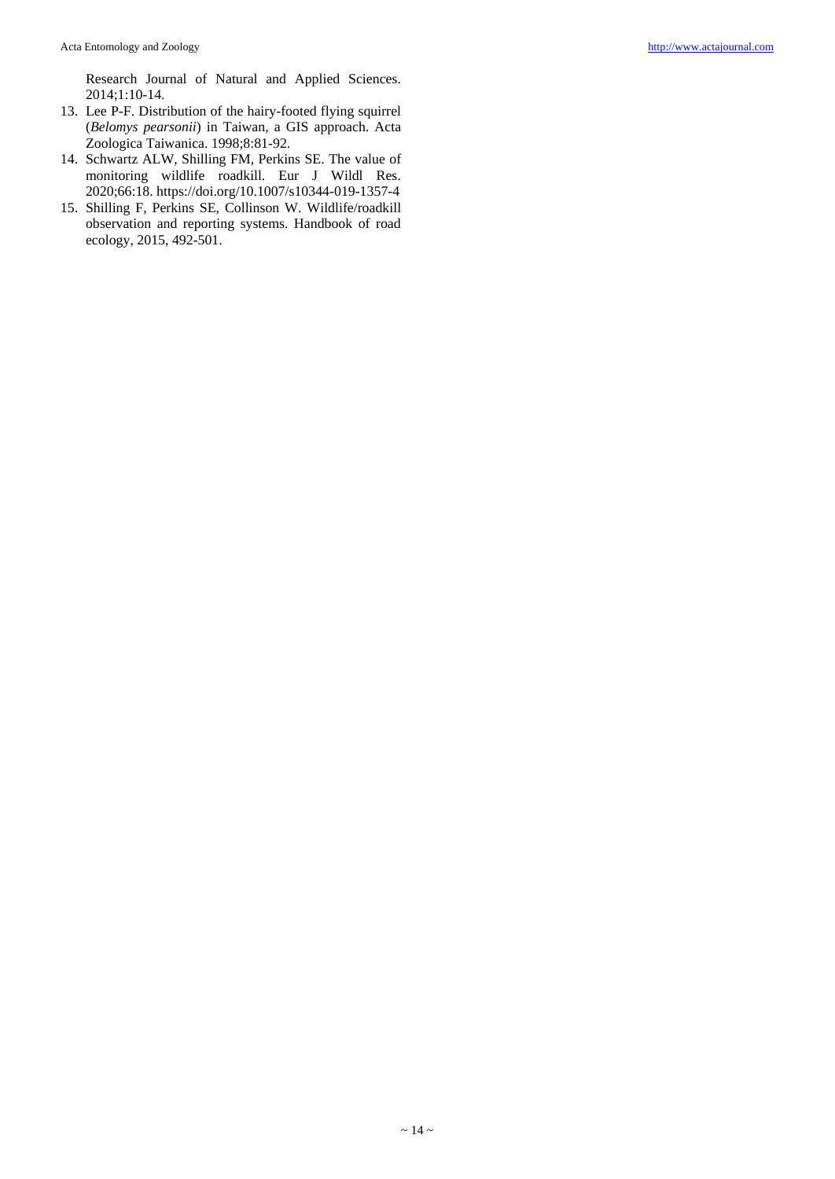Research Journal of Natural and Applied Sciences. 2014;1:10-14.

13. Lee P-F. Distribution of the hairy-footed flying squirrel (*Belomys pearsonii*) in Taiwan, a GIS approach. Acta Zoologica Taiwanica. 1998;8:81-92.
14. Schwartz ALW, Shilling FM, Perkins SE. The value of monitoring wildlife roadkill. Eur J Wildl Res. 2020;66:18. https://doi.org/10.1007/s10344-019-1357-4
15. Shilling F, Perkins SE, Collinson W. Wildlife/roadkill observation and reporting systems. Handbook of road ecology, 2015, 492-501.